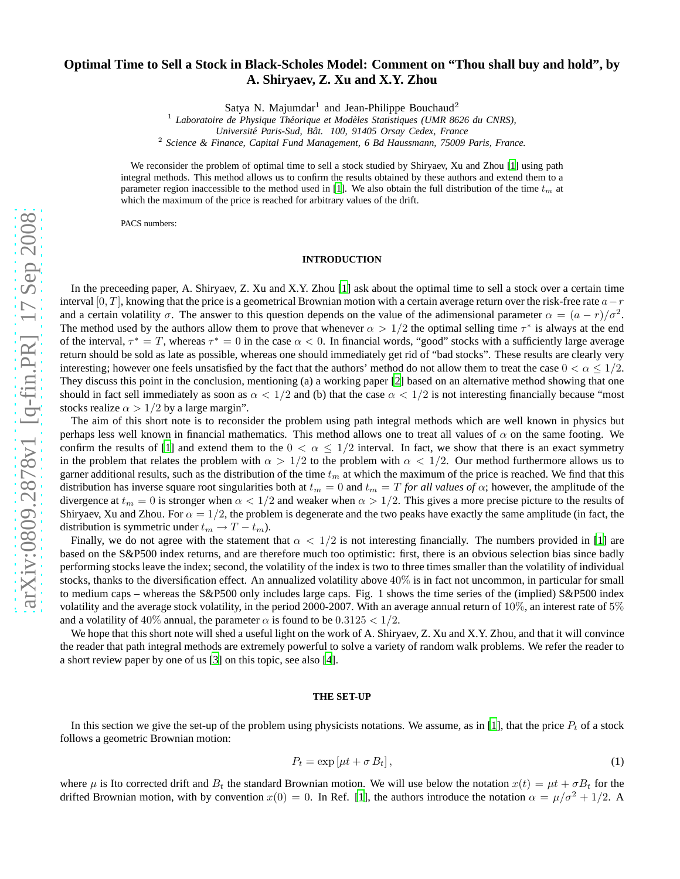# Optimal Time to Sell a Stock in Black-Scholes Model: Comment on "Thou shall buy and hold", by A. Shiryaev, Z. Xu and X.Y. Zhou

Satya N. Majumdar[1] and Jean-Philippe Bouchaud[2]

[1] *Laboratoire de Physique Théorique et Modèles Statistiques (UMR 8626 du CNRS), Université Paris-Sud, Bât. 100, 91405 Orsay Cedex, France*
[2] *Science & Finance, Capital Fund Management, 6 Bd Haussmann, 75009 Paris, France.*

We reconsider the problem of optimal time to sell a stock studied by Shiryaev, Xu and Zhou [1] using path integral methods. This method allows us to confirm the results obtained by these authors and extend them to a parameter region inaccessible to the method used in [1]. We also obtain the full distribution of the time $t_m$ at which the maximum of the price is reached for arbitrary values of the drift.

PACS numbers:

## INTRODUCTION

In the preceeding paper, A. Shiryaev, Z. Xu and X.Y. Zhou [1] ask about the optimal time to sell a stock over a certain time interval $[0, T]$, knowing that the price is a geometrical Brownian motion with a certain average return over the risk-free rate $a - r$ and a certain volatility $\sigma$. The answer to this question depends on the value of the adimensional parameter $\alpha = (a - r)/\sigma^2$. The method used by the authors allow them to prove that whenever $\alpha > 1/2$ the optimal selling time $\tau^*$ is always at the end of the interval, $\tau^* = T$, whereas $\tau^* = 0$ in the case $\alpha < 0$. In financial words, "good" stocks with a sufficiently large average return should be sold as late as possible, whereas one should immediately get rid of "bad stocks". These results are clearly very interesting; however one feels unsatisfied by the fact that the authors' method do not allow them to treat the case $0 < \alpha \leq 1/2$. They discuss this point in the conclusion, mentioning (a) a working paper [2] based on an alternative method showing that one should in fact sell immediately as soon as $\alpha < 1/2$ and (b) that the case $\alpha < 1/2$ is not interesting financially because "most stocks realize $\alpha > 1/2$ by a large margin".

The aim of this short note is to reconsider the problem using path integral methods which are well known in physics but perhaps less well known in financial mathematics. This method allows one to treat all values of $\alpha$ on the same footing. We confirm the results of [1] and extend them to the $0 < \alpha \leq 1/2$ interval. In fact, we show that there is an exact symmetry in the problem that relates the problem with $\alpha > 1/2$ to the problem with $\alpha < 1/2$. Our method furthermore allows us to garner additional results, such as the distribution of the time $t_m$ at which the maximum of the price is reached. We find that this distribution has inverse square root singularities both at $t_m = 0$ and $t_m = T$ *for all values of* $\alpha$; however, the amplitude of the divergence at $t_m = 0$ is stronger when $\alpha < 1/2$ and weaker when $\alpha > 1/2$. This gives a more precise picture to the results of Shiryaev, Xu and Zhou. For $\alpha = 1/2$, the problem is degenerate and the two peaks have exactly the same amplitude (in fact, the distribution is symmetric under $t_m \to T - t_m$).

Finally, we do not agree with the statement that $\alpha < 1/2$ is not interesting financially. The numbers provided in [1] are based on the S&P500 index returns, and are therefore much too optimistic: first, there is an obvious selection bias since badly performing stocks leave the index; second, the volatility of the index is two to three times smaller than the volatility of individual stocks, thanks to the diversification effect. An annualized volatility above 40% is in fact not uncommon, in particular for small to medium caps – whereas the S&P500 only includes large caps. Fig. 1 shows the time series of the (implied) S&P500 index volatility and the average stock volatility, in the period 2000-2007. With an average annual return of 10%, an interest rate of 5% and a volatility of 40% annual, the parameter $\alpha$ is found to be $0.3125 < 1/2$.

We hope that this short note will shed a useful light on the work of A. Shiryaev, Z. Xu and X.Y. Zhou, and that it will convince the reader that path integral methods are extremely powerful to solve a variety of random walk problems. We refer the reader to a short review paper by one of us [3] on this topic, see also [4].

## THE SET-UP

In this section we give the set-up of the problem using physicists notations. We assume, as in [1], that the price $P_t$ of a stock follows a geometric Brownian motion:

$$P_t = \exp\left[\mu t + \sigma B_t\right], \tag{1}$$

where $\mu$ is Ito corrected drift and $B_t$ the standard Brownian motion. We will use below the notation $x(t) = \mu t + \sigma B_t$ for the drifted Brownian motion, with by convention $x(0) = 0$. In Ref. [1], the authors introduce the notation $\alpha = \mu/\sigma^2 + 1/2$. A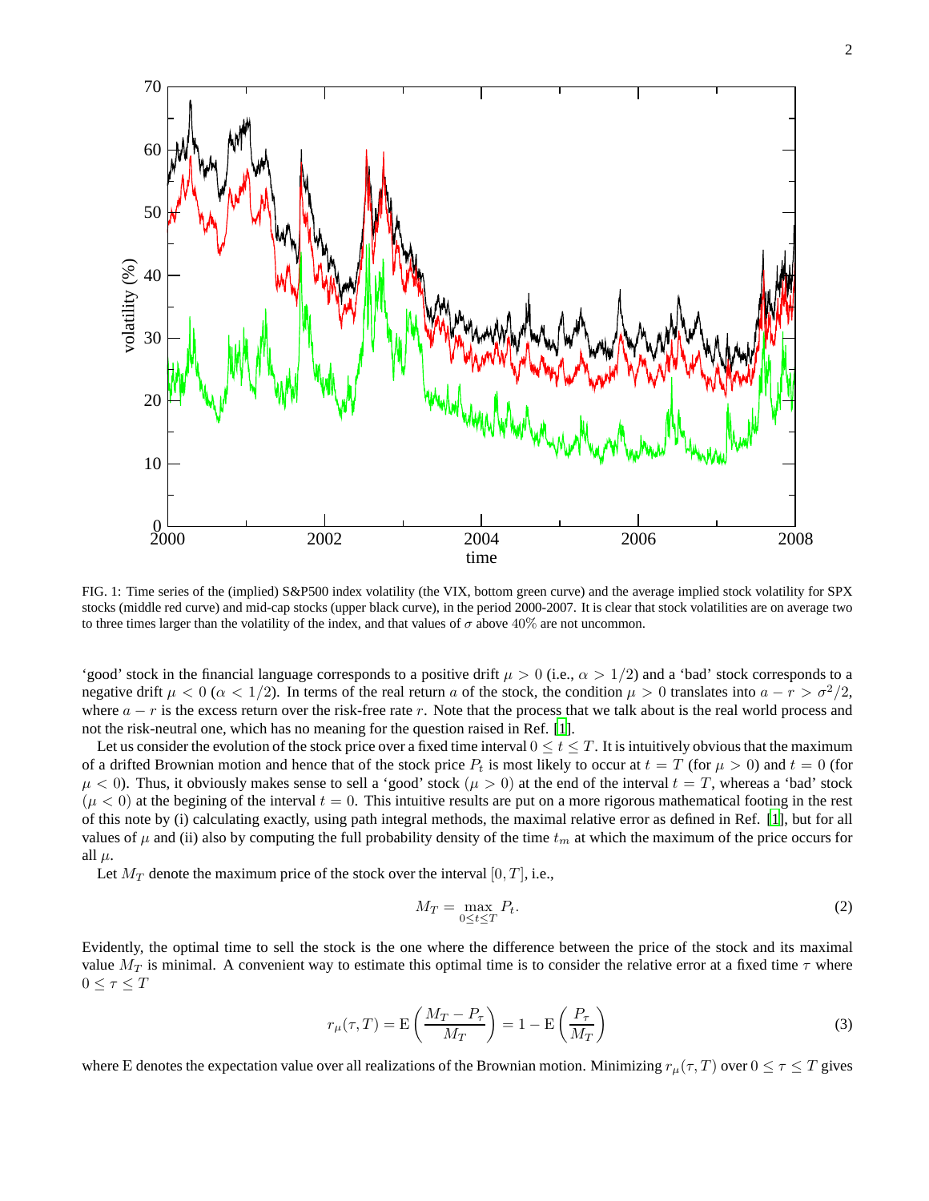FIG. 1: Time series of the (implied) S&P500 index volatility (the VIX, bottom green curve) and the average implied stock volatility for SPX stocks (middle red curve) and mid-cap stocks (upper black curve), in the period 2000-2007. It is clear that stock volatilities are on average two to three times larger than the volatility of the index, and that values of $\sigma$ above $40\%$ are not uncommon.

'good' stock in the financial language corresponds to a positive drift $\mu > 0$ (i.e., $\alpha > 1/2$) and a 'bad' stock corresponds to a negative drift $\mu < 0$ ($\alpha < 1/2$). In terms of the real return $a$ of the stock, the condition $\mu > 0$ translates into $a - r > \sigma^2/2$, where $a - r$ is the excess return over the risk-free rate $r$. Note that the process that we talk about is the real world process and not the risk-neutral one, which has no meaning for the question raised in Ref. [1].

Let us consider the evolution of the stock price over a fixed time interval $0 \leq t \leq T$. It is intuitively obvious that the maximum of a drifted Brownian motion and hence that of the stock price $P_t$ is most likely to occur at $t = T$ (for $\mu > 0$) and $t = 0$ (for $\mu < 0$). Thus, it obviously makes sense to sell a 'good' stock ($\mu > 0$) at the end of the interval $t = T$, whereas a 'bad' stock ($\mu < 0$) at the begining of the interval $t = 0$. This intuitive results are put on a more rigorous mathematical footing in the rest of this note by (i) calculating exactly, using path integral methods, the maximal relative error as defined in Ref. [1], but for all values of $\mu$ and (ii) also by computing the full probability density of the time $t_m$ at which the maximum of the price occurs for all $\mu$.

Let $M_T$ denote the maximum price of the stock over the interval $[0, T]$, i.e.,

$$M_T = \max_{0 \leq t \leq T} P_t. \tag{2}$$

Evidently, the optimal time to sell the stock is the one where the difference between the price of the stock and its maximal value $M_T$ is minimal. A convenient way to estimate this optimal time is to consider the relative error at a fixed time $\tau$ where $0 \leq \tau \leq T$

$$r_\mu(\tau, T) = \mathrm{E}\left(\frac{M_T - P_\tau}{M_T}\right) = 1 - \mathrm{E}\left(\frac{P_\tau}{M_T}\right) \tag{3}$$

where E denotes the expectation value over all realizations of the Brownian motion. Minimizing $r_\mu(\tau, T)$ over $0 \leq \tau \leq T$ gives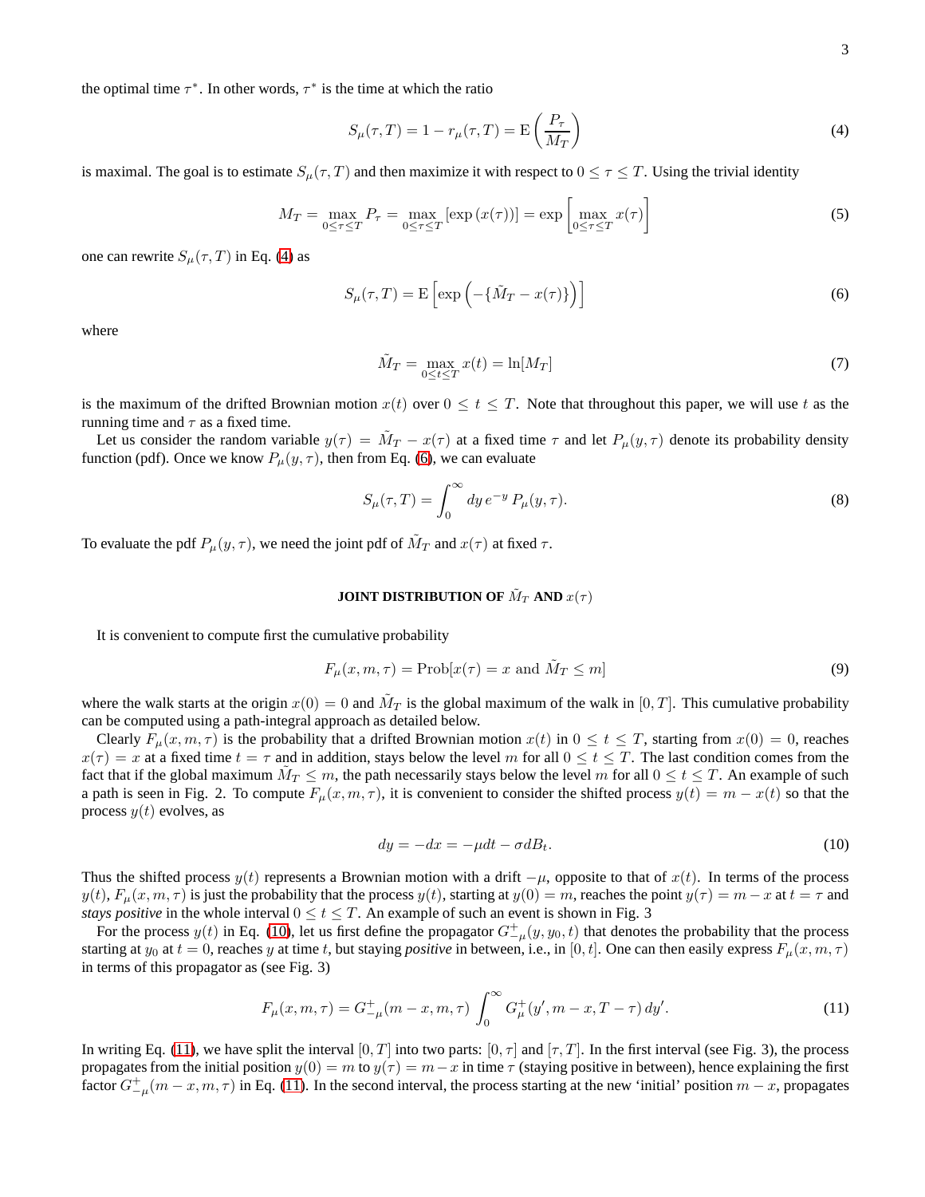the optimal time $\tau^*$. In other words, $\tau^*$ is the time at which the ratio

$$S_\mu(\tau,T) = 1 - r_\mu(\tau,T) = \mathrm{E}\left(\frac{P_\tau}{M_T}\right) \tag{4}$$

is maximal. The goal is to estimate $S_\mu(\tau,T)$ and then maximize it with respect to $0 \le \tau \le T$. Using the trivial identity

$$M_T = \max_{0\le\tau\le T} P_\tau = \max_{0\le\tau\le T} [\exp\left(x(\tau)\right)] = \exp\left[\max_{0\le\tau\le T} x(\tau)\right] \tag{5}$$

one can rewrite $S_\mu(\tau,T)$ in Eq. (4) as

$$S_\mu(\tau,T) = \mathrm{E}\left[\exp\left(-\{\tilde{M}_T - x(\tau)\}\right)\right] \tag{6}$$

where

$$\tilde{M}_T = \max_{0\le t\le T} x(t) = \ln[M_T] \tag{7}$$

is the maximum of the drifted Brownian motion $x(t)$ over $0 \le t \le T$. Note that throughout this paper, we will use $t$ as the running time and $\tau$ as a fixed time.

Let us consider the random variable $y(\tau) = \tilde{M}_T - x(\tau)$ at a fixed time $\tau$ and let $P_\mu(y,\tau)$ denote its probability density function (pdf). Once we know $P_\mu(y,\tau)$, then from Eq. (6), we can evaluate

$$S_\mu(\tau,T) = \int_0^\infty dy\, e^{-y}\, P_\mu(y,\tau). \tag{8}$$

To evaluate the pdf $P_\mu(y,\tau)$, we need the joint pdf of $\tilde{M}_T$ and $x(\tau)$ at fixed $\tau$.

## JOINT DISTRIBUTION OF $\tilde{M}_T$ AND $x(\tau)$

It is convenient to compute first the cumulative probability

$$F_\mu(x,m,\tau) = \mathrm{Prob}[x(\tau) = x \text{ and } \tilde{M}_T \le m] \tag{9}$$

where the walk starts at the origin $x(0) = 0$ and $\tilde{M}_T$ is the global maximum of the walk in $[0,T]$. This cumulative probability can be computed using a path-integral approach as detailed below.

Clearly $F_\mu(x,m,\tau)$ is the probability that a drifted Brownian motion $x(t)$ in $0 \le t \le T$, starting from $x(0) = 0$, reaches $x(\tau) = x$ at a fixed time $t = \tau$ and in addition, stays below the level $m$ for all $0 \le t \le T$. The last condition comes from the fact that if the global maximum $\tilde{M}_T \le m$, the path necessarily stays below the level $m$ for all $0 \le t \le T$. An example of such a path is seen in Fig. 2. To compute $F_\mu(x,m,\tau)$, it is convenient to consider the shifted process $y(t) = m - x(t)$ so that the process $y(t)$ evolves, as

$$dy = -dx = -\mu dt - \sigma dB_t. \tag{10}$$

Thus the shifted process $y(t)$ represents a Brownian motion with a drift $-\mu$, opposite to that of $x(t)$. In terms of the process $y(t)$, $F_\mu(x,m,\tau)$ is just the probability that the process $y(t)$, starting at $y(0) = m$, reaches the point $y(\tau) = m - x$ at $t = \tau$ and *stays positive* in the whole interval $0 \le t \le T$. An example of such an event is shown in Fig. 3

For the process $y(t)$ in Eq. (10), let us first define the propagator $G^+_{-\mu}(y,y_0,t)$ that denotes the probability that the process starting at $y_0$ at $t = 0$, reaches $y$ at time $t$, but staying *positive* in between, i.e., in $[0,t]$. One can then easily express $F_\mu(x,m,\tau)$ in terms of this propagator as (see Fig. 3)

$$F_\mu(x,m,\tau) = G^+_{-\mu}(m-x,m,\tau) \int_0^\infty G^+_\mu(y', m-x, T-\tau)\, dy'. \tag{11}$$

In writing Eq. (11), we have split the interval $[0,T]$ into two parts: $[0,\tau]$ and $[\tau,T]$. In the first interval (see Fig. 3), the process propagates from the initial position $y(0) = m$ to $y(\tau) = m - x$ in time $\tau$ (staying positive in between), hence explaining the first factor $G^+_{-\mu}(m-x,m,\tau)$ in Eq. (11). In the second interval, the process starting at the new 'initial' position $m - x$, propagates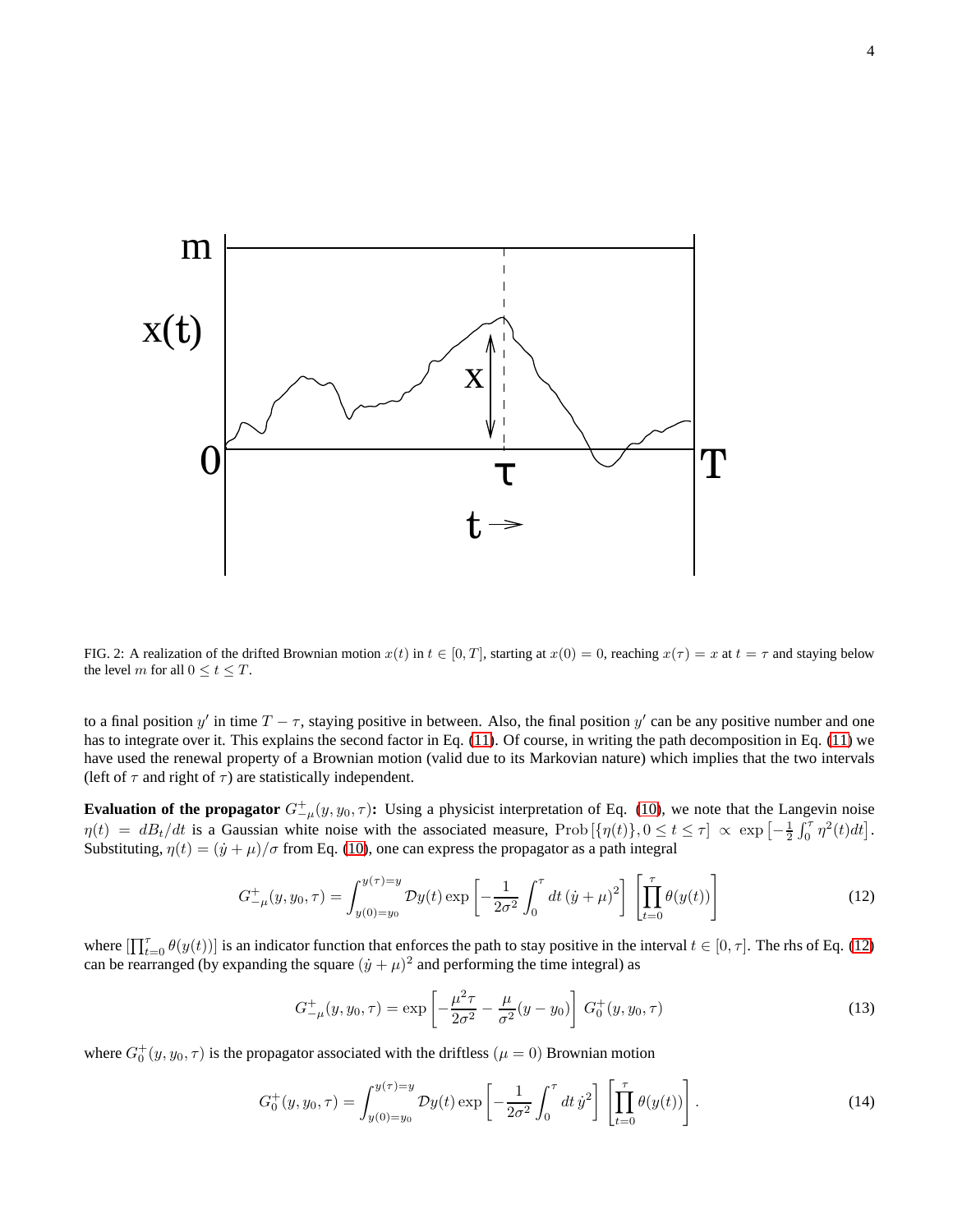FIG. 2: A realization of the drifted Brownian motion $x(t)$ in $t \in [0, T]$, starting at $x(0) = 0$, reaching $x(\tau) = x$ at $t = \tau$ and staying below the level $m$ for all $0 \leq t \leq T$.

to a final position $y'$ in time $T - \tau$, staying positive in between. Also, the final position $y'$ can be any positive number and one has to integrate over it. This explains the second factor in Eq. (11). Of course, in writing the path decomposition in Eq. (11) we have used the renewal property of a Brownian motion (valid due to its Markovian nature) which implies that the two intervals (left of $\tau$ and right of $\tau$) are statistically independent.

**Evaluation of the propagator $G^+_{-\mu}(y, y_0, \tau)$:** Using a physicist interpretation of Eq. (10), we note that the Langevin noise $\eta(t) = dB_t/dt$ is a Gaussian white noise with the associated measure, $\mathrm{Prob}\left[\{\eta(t)\}, 0 \leq t \leq \tau\right] \propto \exp\left[-\frac{1}{2}\int_0^\tau \eta^2(t)dt\right]$. Substituting, $\eta(t) = (\dot{y} + \mu)/\sigma$ from Eq. (10), one can express the propagator as a path integral

$$G^+_{-\mu}(y, y_0, \tau) = \int_{y(0)=y_0}^{y(\tau)=y} \mathcal{D}y(t) \exp\left[-\frac{1}{2\sigma^2}\int_0^\tau dt\,(\dot{y} + \mu)^2\right] \left[\prod_{t=0}^{\tau} \theta(y(t))\right] \tag{12}$$

where $[\prod_{t=0}^{\tau} \theta(y(t))]$ is an indicator function that enforces the path to stay positive in the interval $t \in [0, \tau]$. The rhs of Eq. (12) can be rearranged (by expanding the square $(\dot{y} + \mu)^2$ and performing the time integral) as

$$G^+_{-\mu}(y, y_0, \tau) = \exp\left[-\frac{\mu^2 \tau}{2\sigma^2} - \frac{\mu}{\sigma^2}(y - y_0)\right] G^+_0(y, y_0, \tau) \tag{13}$$

where $G^+_0(y, y_0, \tau)$ is the propagator associated with the driftless ($\mu = 0$) Brownian motion

$$G^+_0(y, y_0, \tau) = \int_{y(0)=y_0}^{y(\tau)=y} \mathcal{D}y(t) \exp\left[-\frac{1}{2\sigma^2}\int_0^\tau dt\,\dot{y}^2\right] \left[\prod_{t=0}^{\tau} \theta(y(t))\right]. \tag{14}$$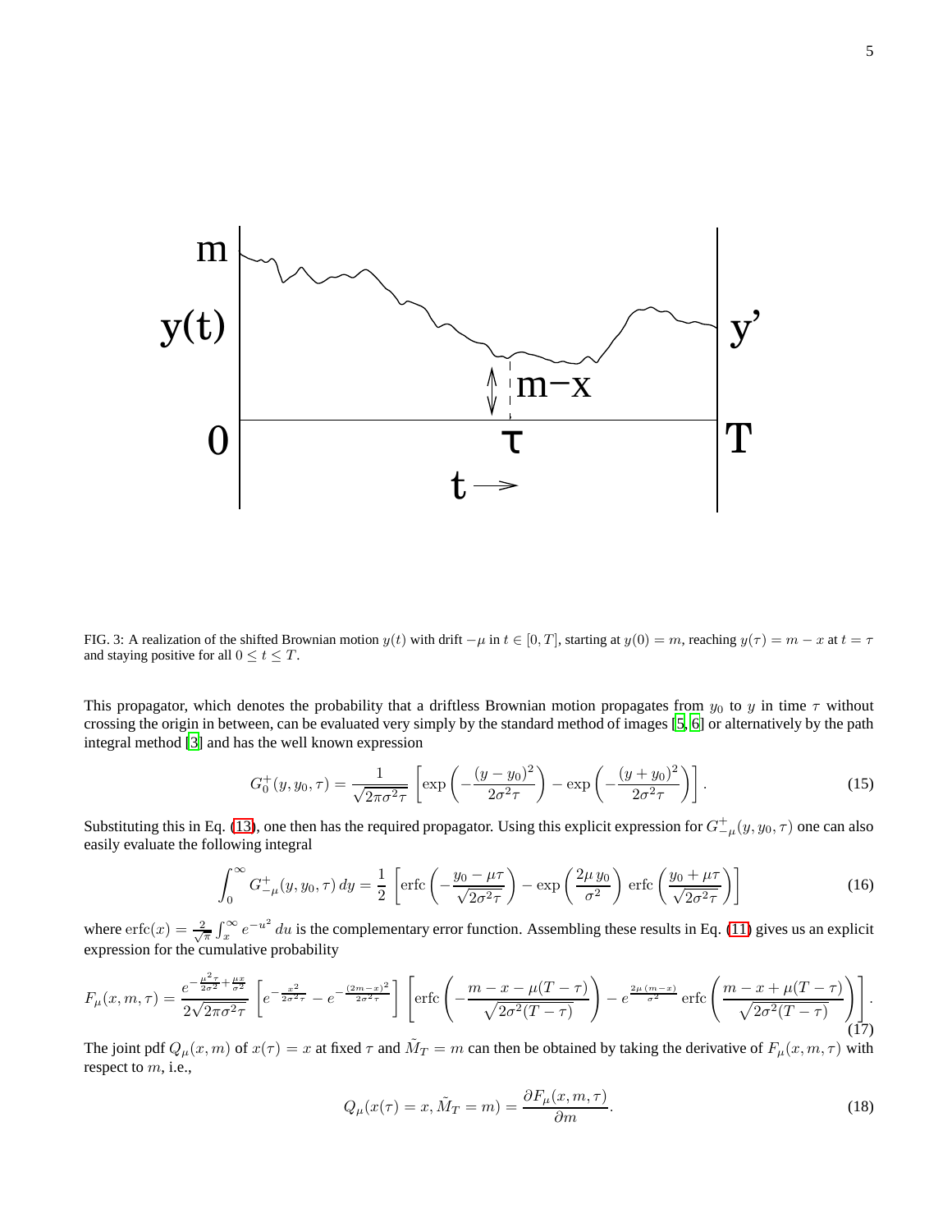FIG. 3: A realization of the shifted Brownian motion $y(t)$ with drift $-\mu$ in $t \in [0, T]$, starting at $y(0) = m$, reaching $y(\tau) = m - x$ at $t = \tau$ and staying positive for all $0 \le t \le T$.

This propagator, which denotes the probability that a driftless Brownian motion propagates from $y_0$ to $y$ in time $\tau$ without crossing the origin in between, can be evaluated very simply by the standard method of images [5, 6] or alternatively by the path integral method [3] and has the well known expression

$$G_0^+(y, y_0, \tau) = \frac{1}{\sqrt{2\pi\sigma^2\tau}} \left[ \exp\left( -\frac{(y - y_0)^2}{2\sigma^2\tau} \right) - \exp\left( -\frac{(y + y_0)^2}{2\sigma^2\tau} \right) \right]. \tag{15}$$

Substituting this in Eq. (13), one then has the required propagator. Using this explicit expression for $G_{-\mu}^+(y, y_0, \tau)$ one can also easily evaluate the following integral

$$\int_0^\infty G_{-\mu}^+(y, y_0, \tau)\, dy = \frac{1}{2} \left[ \mathrm{erfc}\left( -\frac{y_0 - \mu\tau}{\sqrt{2\sigma^2\tau}} \right) - \exp\left( \frac{2\mu\, y_0}{\sigma^2} \right) \mathrm{erfc}\left( \frac{y_0 + \mu\tau}{\sqrt{2\sigma^2\tau}} \right) \right] \tag{16}$$

where $\mathrm{erfc}(x) = \frac{2}{\sqrt{\pi}} \int_x^\infty e^{-u^2}\, du$ is the complementary error function. Assembling these results in Eq. (11) gives us an explicit expression for the cumulative probability

$$F_\mu(x, m, \tau) = \frac{e^{-\frac{\mu^2}{2\sigma^2}\tau + \frac{\mu x}{\sigma^2}}}{2\sqrt{2\pi\sigma^2\tau}} \left[ e^{-\frac{x^2}{2\sigma^2\tau}} - e^{-\frac{(2m-x)^2}{2\sigma^2\tau}} \right] \left[ \mathrm{erfc}\left( -\frac{m - x - \mu(T - \tau)}{\sqrt{2\sigma^2(T - \tau)}} \right) - e^{\frac{2\mu\,(m-x)}{\sigma^2}}\, \mathrm{erfc}\left( \frac{m - x + \mu(T - \tau)}{\sqrt{2\sigma^2(T - \tau)}} \right) \right]. \tag{17}$$

The joint pdf $Q_\mu(x, m)$ of $x(\tau) = x$ at fixed $\tau$ and $\tilde{M}_T = m$ can then be obtained by taking the derivative of $F_\mu(x, m, \tau)$ with respect to $m$, i.e.,

$$Q_\mu(x(\tau) = x, \tilde{M}_T = m) = \frac{\partial F_\mu(x, m, \tau)}{\partial m}. \tag{18}$$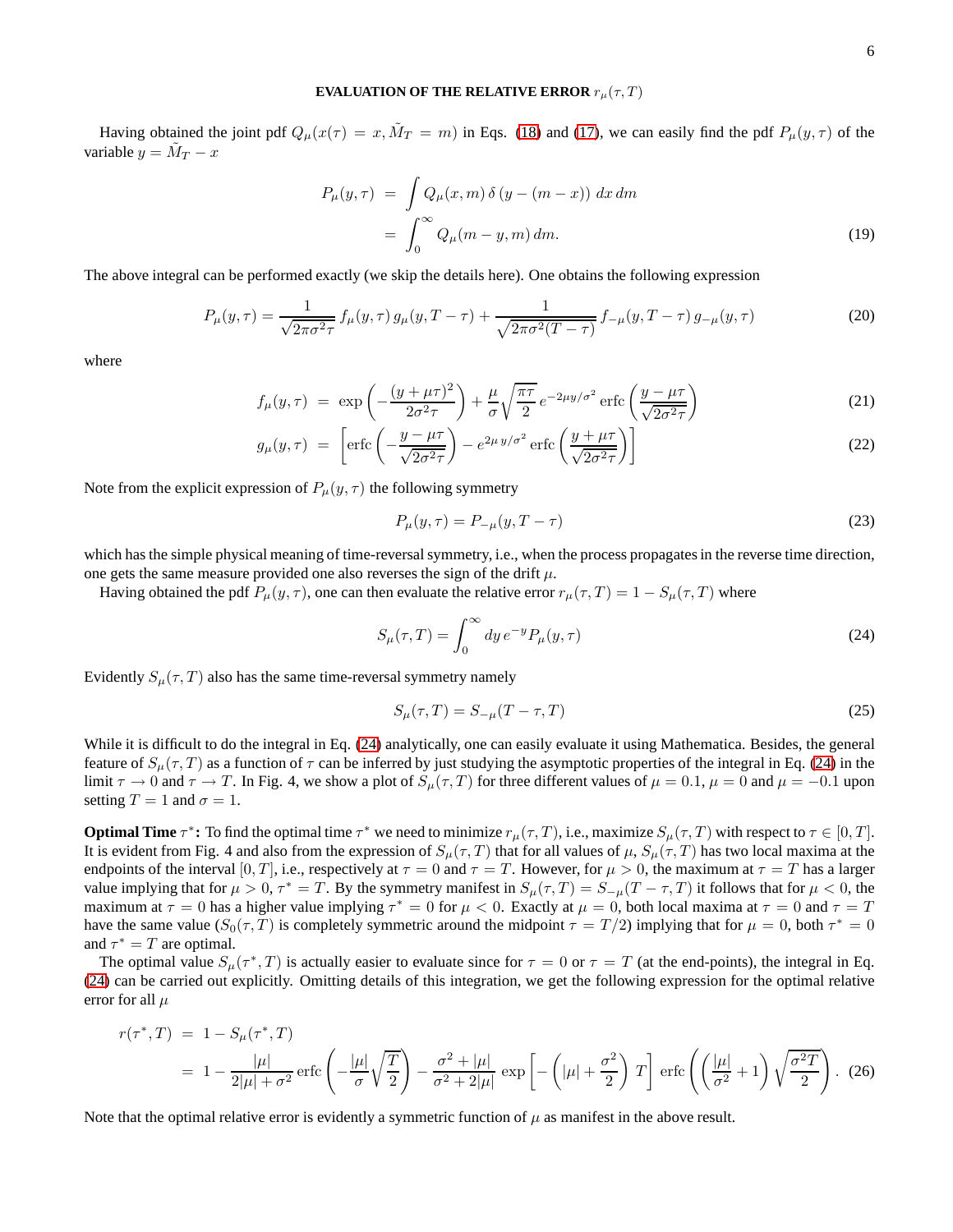### EVALUATION OF THE RELATIVE ERROR $r_\mu(\tau, T)$

Having obtained the joint pdf $Q_\mu(x(\tau) = x, \tilde{M}_T = m)$ in Eqs. (18) and (17), we can easily find the pdf $P_\mu(y, \tau)$ of the variable $y = \tilde{M}_T - x$

$$
\begin{aligned}
P_\mu(y, \tau) &= \int Q_\mu(x, m)\, \delta\left(y - (m - x)\right)\, dx\, dm \\
&= \int_0^\infty Q_\mu(m - y, m)\, dm.
\end{aligned}
\tag{19}
$$

The above integral can be performed exactly (we skip the details here). One obtains the following expression

$$
P_\mu(y, \tau) = \frac{1}{\sqrt{2\pi\sigma^2\tau}}\, f_\mu(y, \tau)\, g_\mu(y, T - \tau) + \frac{1}{\sqrt{2\pi\sigma^2(T - \tau)}}\, f_{-\mu}(y, T - \tau)\, g_{-\mu}(y, \tau)
\tag{20}
$$

where

$$
\begin{aligned}
f_\mu(y, \tau) &= \exp\left(-\frac{(y + \mu\tau)^2}{2\sigma^2\tau}\right) + \frac{\mu}{\sigma}\sqrt{\frac{\pi\tau}{2}}\, e^{-2\mu y/\sigma^2}\, \mathrm{erfc}\left(\frac{y - \mu\tau}{\sqrt{2\sigma^2\tau}}\right) &(21)\\
g_\mu(y, \tau) &= \left[\mathrm{erfc}\left(-\frac{y - \mu\tau}{\sqrt{2\sigma^2\tau}}\right) - e^{2\mu\, y/\sigma^2}\, \mathrm{erfc}\left(\frac{y + \mu\tau}{\sqrt{2\sigma^2\tau}}\right)\right] &(22)
\end{aligned}
$$

Note from the explicit expression of $P_\mu(y, \tau)$ the following symmetry

$$
P_\mu(y, \tau) = P_{-\mu}(y, T - \tau)
\tag{23}
$$

which has the simple physical meaning of time-reversal symmetry, i.e., when the process propagates in the reverse time direction, one gets the same measure provided one also reverses the sign of the drift $\mu$.

Having obtained the pdf $P_\mu(y, \tau)$, one can then evaluate the relative error $r_\mu(\tau, T) = 1 - S_\mu(\tau, T)$ where

$$
S_\mu(\tau, T) = \int_0^\infty dy\, e^{-y} P_\mu(y, \tau)
\tag{24}
$$

Evidently $S_\mu(\tau, T)$ also has the same time-reversal symmetry namely

$$
S_\mu(\tau, T) = S_{-\mu}(T - \tau, T)
\tag{25}
$$

While it is difficult to do the integral in Eq. (24) analytically, one can easily evaluate it using Mathematica. Besides, the general feature of $S_\mu(\tau, T)$ as a function of $\tau$ can be inferred by just studying the asymptotic properties of the integral in Eq. (24) in the limit $\tau \to 0$ and $\tau \to T$. In Fig. 4, we show a plot of $S_\mu(\tau, T)$ for three different values of $\mu = 0.1$, $\mu = 0$ and $\mu = -0.1$ upon setting $T = 1$ and $\sigma = 1$.

**Optimal Time $\tau^*$:** To find the optimal time $\tau^*$ we need to minimize $r_\mu(\tau, T)$, i.e., maximize $S_\mu(\tau, T)$ with respect to $\tau \in [0, T]$. It is evident from Fig. 4 and also from the expression of $S_\mu(\tau, T)$ that for all values of $\mu$, $S_\mu(\tau, T)$ has two local maxima at the endpoints of the interval $[0, T]$, i.e., respectively at $\tau = 0$ and $\tau = T$. However, for $\mu > 0$, the maximum at $\tau = T$ has a larger value implying that for $\mu > 0$, $\tau^* = T$. By the symmetry manifest in $S_\mu(\tau, T) = S_{-\mu}(T - \tau, T)$ it follows that for $\mu < 0$, the maximum at $\tau = 0$ has a higher value implying $\tau^* = 0$ for $\mu < 0$. Exactly at $\mu = 0$, both local maxima at $\tau = 0$ and $\tau = T$ have the same value ($S_0(\tau, T)$ is completely symmetric around the midpoint $\tau = T/2$) implying that for $\mu = 0$, both $\tau^* = 0$ and $\tau^* = T$ are optimal.

The optimal value $S_\mu(\tau^*, T)$ is actually easier to evaluate since for $\tau = 0$ or $\tau = T$ (at the end-points), the integral in Eq. (24) can be carried out explicitly. Omitting details of this integration, we get the following expression for the optimal relative error for all $\mu$

$$
\begin{aligned}
r(\tau^*, T) &= 1 - S_\mu(\tau^*, T) \\
&= 1 - \frac{|\mu|}{2|\mu| + \sigma^2}\, \mathrm{erfc}\left(-\frac{|\mu|}{\sigma}\sqrt{\frac{T}{2}}\right) - \frac{\sigma^2 + |\mu|}{\sigma^2 + 2|\mu|}\, \exp\left[-\left(|\mu| + \frac{\sigma^2}{2}\right) T\right]\, \mathrm{erfc}\left(\left(\frac{|\mu|}{\sigma^2} + 1\right)\sqrt{\frac{\sigma^2 T}{2}}\right).
\end{aligned}
\tag{26}
$$

Note that the optimal relative error is evidently a symmetric function of $\mu$ as manifest in the above result.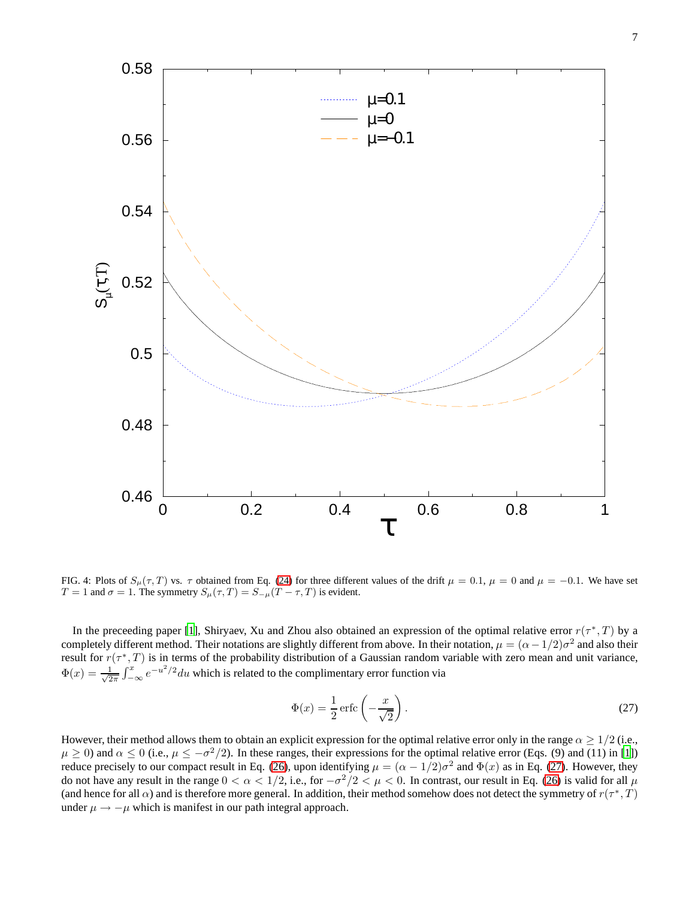FIG. 4: Plots of $S_\mu(\tau, T)$ vs. $\tau$ obtained from Eq. (24) for three different values of the drift $\mu = 0.1$, $\mu = 0$ and $\mu = -0.1$. We have set $T = 1$ and $\sigma = 1$. The symmetry $S_\mu(\tau, T) = S_{-\mu}(T - \tau, T)$ is evident.

In the preceeding paper [1], Shiryaev, Xu and Zhou also obtained an expression of the optimal relative error $r(\tau^*, T)$ by a completely different method. Their notations are slightly different from above. In their notation, $\mu = (\alpha - 1/2)\sigma^2$ and also their result for $r(\tau^*, T)$ is in terms of the probability distribution of a Gaussian random variable with zero mean and unit variance, $\Phi(x) = \frac{1}{\sqrt{2\pi}} \int_{-\infty}^{x} e^{-u^2/2} du$ which is related to the complimentary error function via

$$\Phi(x) = \frac{1}{2} \,\mathrm{erfc}\left(-\frac{x}{\sqrt{2}}\right). \tag{27}$$

However, their method allows them to obtain an explicit expression for the optimal relative error only in the range $\alpha \geq 1/2$ (i.e., $\mu \geq 0$) and $\alpha \leq 0$ (i.e., $\mu \leq -\sigma^2/2$). In these ranges, their expressions for the optimal relative error (Eqs. (9) and (11) in [1]) reduce precisely to our compact result in Eq. (26), upon identifying $\mu = (\alpha - 1/2)\sigma^2$ and $\Phi(x)$ as in Eq. (27). However, they do not have any result in the range $0 < \alpha < 1/2$, i.e., for $-\sigma^2/2 < \mu < 0$. In contrast, our result in Eq. (26) is valid for all $\mu$ (and hence for all $\alpha$) and is therefore more general. In addition, their method somehow does not detect the symmetry of $r(\tau^*, T)$ under $\mu \to -\mu$ which is manifest in our path integral approach.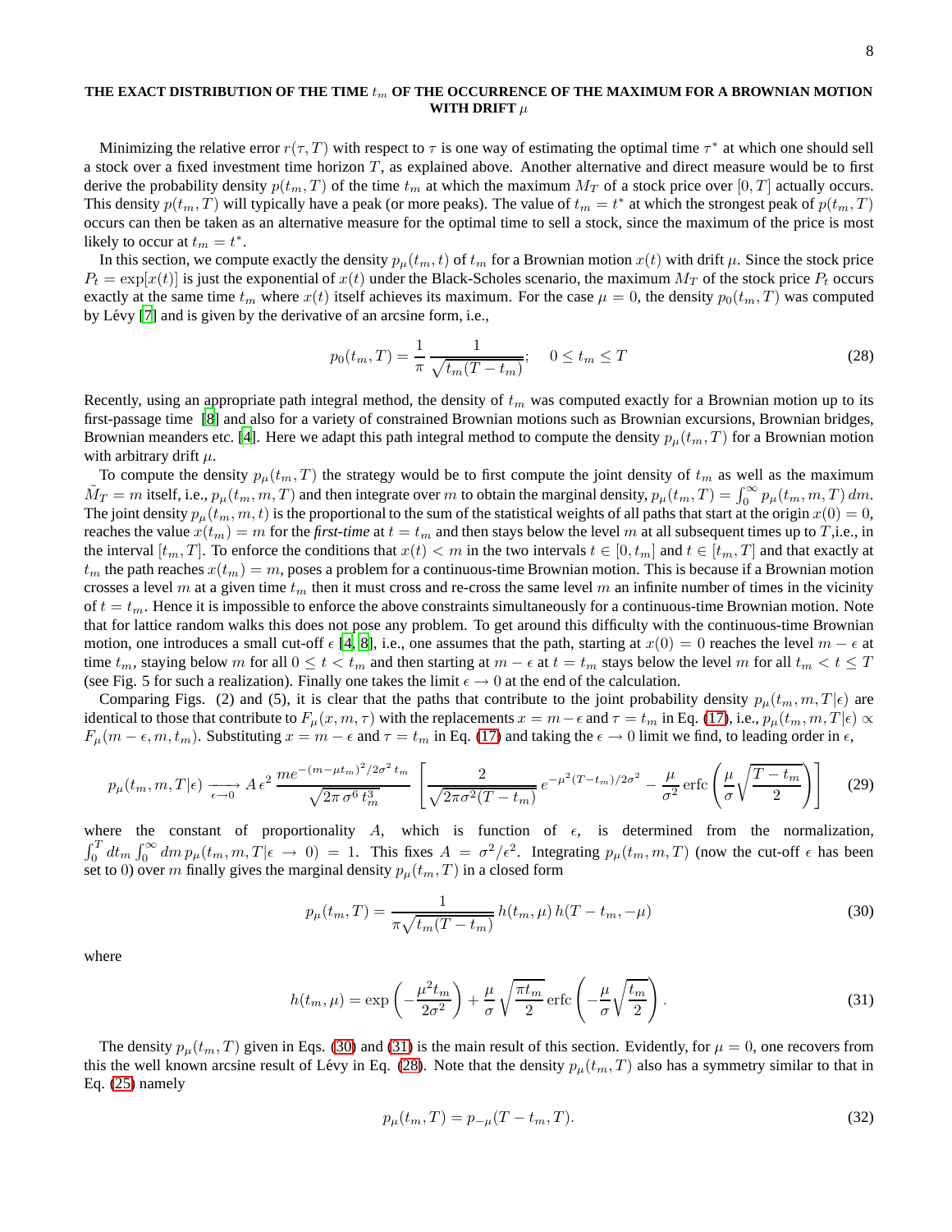## THE EXACT DISTRIBUTION OF THE TIME $t_m$ OF THE OCCURRENCE OF THE MAXIMUM FOR A BROWNIAN MOTION WITH DRIFT $\mu$

Minimizing the relative error $r(\tau, T)$ with respect to $\tau$ is one way of estimating the optimal time $\tau^*$ at which one should sell a stock over a fixed investment time horizon $T$, as explained above. Another alternative and direct measure would be to first derive the probability density $p(t_m, T)$ of the time $t_m$ at which the maximum $M_T$ of a stock price over $[0, T]$ actually occurs. This density $p(t_m, T)$ will typically have a peak (or more peaks). The value of $t_m = t^*$ at which the strongest peak of $p(t_m, T)$ occurs can then be taken as an alternative measure for the optimal time to sell a stock, since the maximum of the price is most likely to occur at $t_m = t^*$.

In this section, we compute exactly the density $p_\mu(t_m, t)$ of $t_m$ for a Brownian motion $x(t)$ with drift $\mu$. Since the stock price $P_t = \exp[x(t)]$ is just the exponential of $x(t)$ under the Black-Scholes scenario, the maximum $M_T$ of the stock price $P_t$ occurs exactly at the same time $t_m$ where $x(t)$ itself achieves its maximum. For the case $\mu = 0$, the density $p_0(t_m, T)$ was computed by Lévy [7] and is given by the derivative of an arcsine form, i.e.,

$$p_0(t_m, T) = \frac{1}{\pi}\,\frac{1}{\sqrt{t_m(T-t_m)}}; \quad 0 \le t_m \le T \tag{28}$$

Recently, using an appropriate path integral method, the density of $t_m$ was computed exactly for a Brownian motion up to its first-passage time [8] and also for a variety of constrained Brownian motions such as Brownian excursions, Brownian bridges, Brownian meanders etc. [4]. Here we adapt this path integral method to compute the density $p_\mu(t_m, T)$ for a Brownian motion with arbitrary drift $\mu$.

To compute the density $p_\mu(t_m, T)$ the strategy would be to first compute the joint density of $t_m$ as well as the maximum $\tilde{M}_T = m$ itself, i.e., $p_\mu(t_m, m, T)$ and then integrate over $m$ to obtain the marginal density, $p_\mu(t_m, T) = \int_0^\infty p_\mu(t_m, m, T)\, dm$. The joint density $p_\mu(t_m, m, t)$ is the proportional to the sum of the statistical weights of all paths that start at the origin $x(0) = 0$, reaches the value $x(t_m) = m$ for the *first-time* at $t = t_m$ and then stays below the level $m$ at all subsequent times up to $T$,i.e., in the interval $[t_m, T]$. To enforce the conditions that $x(t) < m$ in the two intervals $t \in [0, t_m]$ and $t \in [t_m, T]$ and that exactly at $t_m$ the path reaches $x(t_m) = m$, poses a problem for a continuous-time Brownian motion. This is because if a Brownian motion crosses a level $m$ at a given time $t_m$ then it must cross and re-cross the same level $m$ an infinite number of times in the vicinity of $t = t_m$. Hence it is impossible to enforce the above constraints simultaneously for a continuous-time Brownian motion. Note that for lattice random walks this does not pose any problem. To get around this difficulty with the continuous-time Brownian motion, one introduces a small cut-off $\epsilon$ [4, 8], i.e., one assumes that the path, starting at $x(0) = 0$ reaches the level $m - \epsilon$ at time $t_m$, staying below $m$ for all $0 \le t < t_m$ and then starting at $m - \epsilon$ at $t = t_m$ stays below the level $m$ for all $t_m < t \le T$ (see Fig. 5 for such a realization). Finally one takes the limit $\epsilon \to 0$ at the end of the calculation.

Comparing Figs. (2) and (5), it is clear that the paths that contribute to the joint probability density $p_\mu(t_m, m, T|\epsilon)$ are identical to those that contribute to $F_\mu(x, m, \tau)$ with the replacements $x = m - \epsilon$ and $\tau = t_m$ in Eq. (17), i.e., $p_\mu(t_m, m, T|\epsilon) \propto F_\mu(m-\epsilon, m, t_m)$. Substituting $x = m - \epsilon$ and $\tau = t_m$ in Eq. (17) and taking the $\epsilon \to 0$ limit we find, to leading order in $\epsilon$,

$$p_\mu(t_m, m, T|\epsilon) \xrightarrow[\epsilon \to 0]{} A\,\epsilon^2\,\frac{m e^{-(m-\mu t_m)^2/2\sigma^2 t_m}}{\sqrt{2\pi\,\sigma^6\, t_m^3}}\left[\frac{2}{\sqrt{2\pi\sigma^2(T-t_m)}}\,e^{-\mu^2(T-t_m)/2\sigma^2} - \frac{\mu}{\sigma^2}\,\mathrm{erfc}\left(\frac{\mu}{\sigma}\sqrt{\frac{T-t_m}{2}}\right)\right] \tag{29}$$

where the constant of proportionality $A$, which is function of $\epsilon$, is determined from the normalization, $\int_0^T dt_m \int_0^\infty dm\, p_\mu(t_m, m, T|\epsilon \to 0) = 1$. This fixes $A = \sigma^2/\epsilon^2$. Integrating $p_\mu(t_m, m, T)$ (now the cut-off $\epsilon$ has been set to 0) over $m$ finally gives the marginal density $p_\mu(t_m, T)$ in a closed form

$$p_\mu(t_m, T) = \frac{1}{\pi\sqrt{t_m(T-t_m)}}\, h(t_m, \mu)\, h(T-t_m, -\mu) \tag{30}$$

where

$$h(t_m, \mu) = \exp\left(-\frac{\mu^2 t_m}{2\sigma^2}\right) + \frac{\mu}{\sigma}\sqrt{\frac{\pi t_m}{2}}\,\mathrm{erfc}\left(-\frac{\mu}{\sigma}\sqrt{\frac{t_m}{2}}\right). \tag{31}$$

The density $p_\mu(t_m, T)$ given in Eqs. (30) and (31) is the main result of this section. Evidently, for $\mu = 0$, one recovers from this the well known arcsine result of Lévy in Eq. (28). Note that the density $p_\mu(t_m, T)$ also has a symmetry similar to that in Eq. (25) namely

$$p_\mu(t_m, T) = p_{-\mu}(T - t_m, T). \tag{32}$$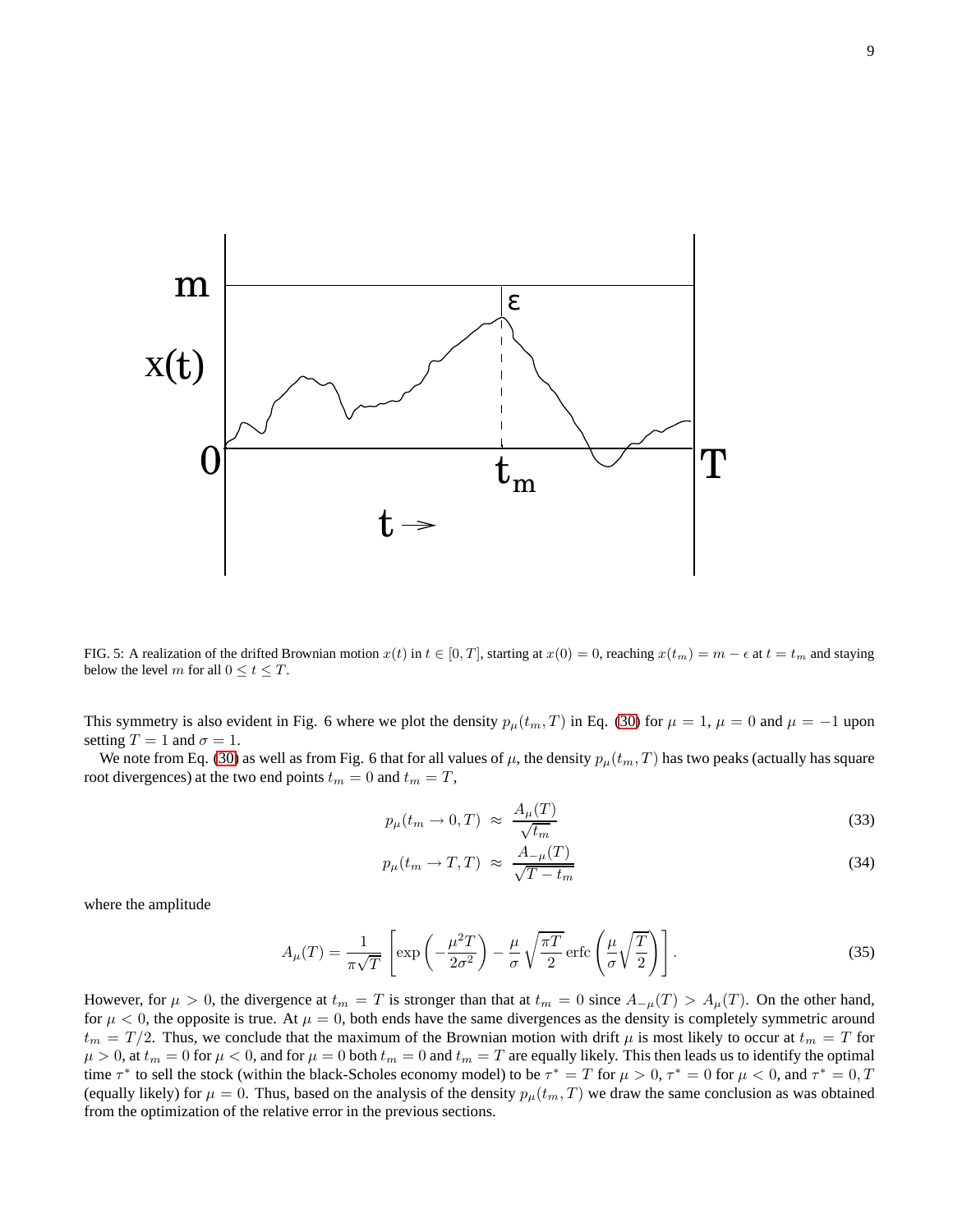FIG. 5: A realization of the drifted Brownian motion $x(t)$ in $t \in [0, T]$, starting at $x(0) = 0$, reaching $x(t_m) = m - \epsilon$ at $t = t_m$ and staying below the level $m$ for all $0 \le t \le T$.

This symmetry is also evident in Fig. 6 where we plot the density $p_\mu(t_m, T)$ in Eq. (30) for $\mu = 1$, $\mu = 0$ and $\mu = -1$ upon setting $T = 1$ and $\sigma = 1$.

We note from Eq. (30) as well as from Fig. 6 that for all values of $\mu$, the density $p_\mu(t_m, T)$ has two peaks (actually has square root divergences) at the two end points $t_m = 0$ and $t_m = T$,

$$p_\mu(t_m \to 0, T) \approx \frac{A_\mu(T)}{\sqrt{t_m}} \tag{33}$$

$$p_\mu(t_m \to T, T) \approx \frac{A_{-\mu}(T)}{\sqrt{T - t_m}} \tag{34}$$

where the amplitude

$$A_\mu(T) = \frac{1}{\pi\sqrt{T}} \left[ \exp\left(-\frac{\mu^2 T}{2\sigma^2}\right) - \frac{\mu}{\sigma}\sqrt{\frac{\pi T}{2}}\,\mathrm{erfc}\left(\frac{\mu}{\sigma}\sqrt{\frac{T}{2}}\right)\right]. \tag{35}$$

However, for $\mu > 0$, the divergence at $t_m = T$ is stronger than that at $t_m = 0$ since $A_{-\mu}(T) > A_\mu(T)$. On the other hand, for $\mu < 0$, the opposite is true. At $\mu = 0$, both ends have the same divergences as the density is completely symmetric around $t_m = T/2$. Thus, we conclude that the maximum of the Brownian motion with drift $\mu$ is most likely to occur at $t_m = T$ for $\mu > 0$, at $t_m = 0$ for $\mu < 0$, and for $\mu = 0$ both $t_m = 0$ and $t_m = T$ are equally likely. This then leads us to identify the optimal time $\tau^*$ to sell the stock (within the black-Scholes economy model) to be $\tau^* = T$ for $\mu > 0$, $\tau^* = 0$ for $\mu < 0$, and $\tau^* = 0, T$ (equally likely) for $\mu = 0$. Thus, based on the analysis of the density $p_\mu(t_m, T)$ we draw the same conclusion as was obtained from the optimization of the relative error in the previous sections.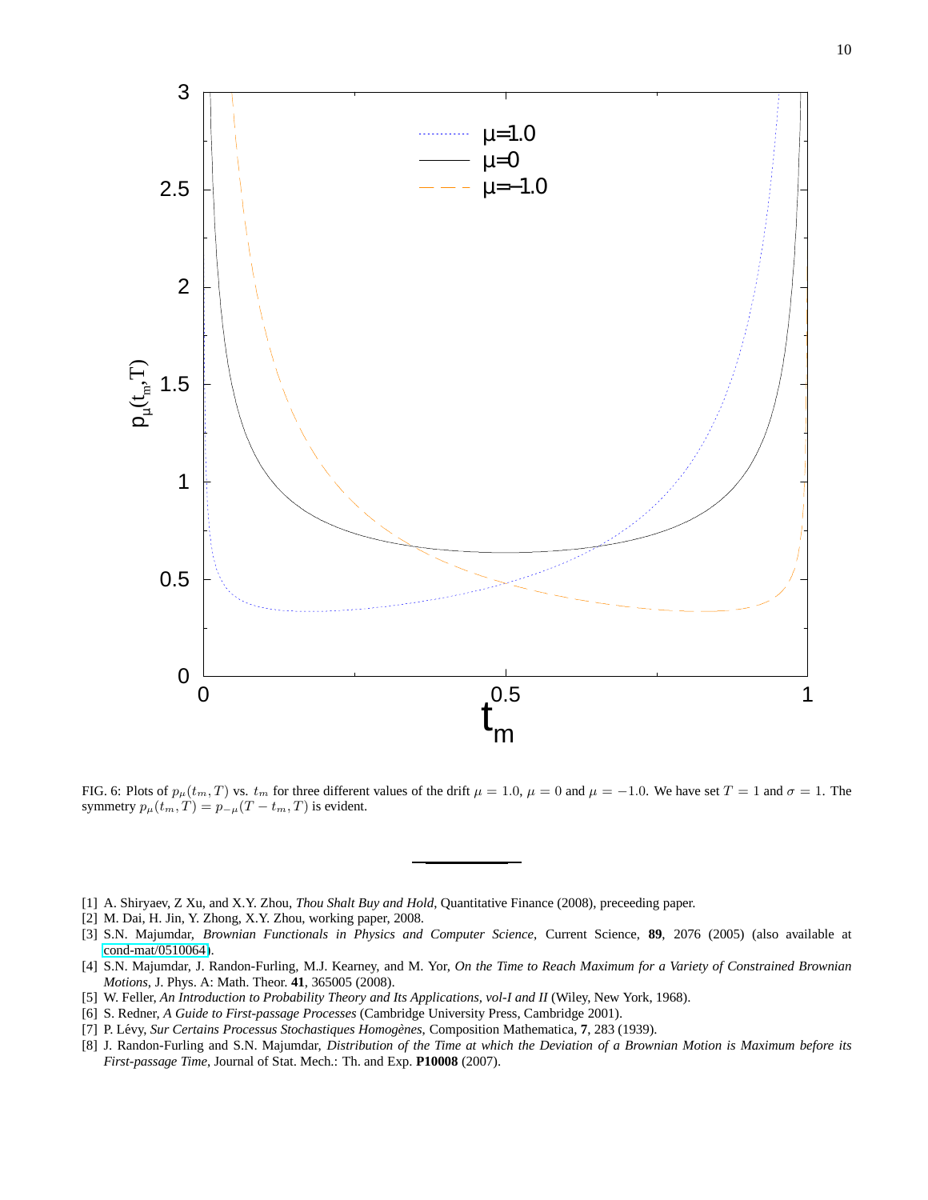3

2.5

2

1.5

1

0.5

0

0

0.5

1

$p_\mu(t_m,T)$

$t_m$

μ=1.0

μ=0

μ=−1.0

FIG. 6: Plots of $p_\mu(t_m, T)$ vs. $t_m$ for three different values of the drift $\mu = 1.0$, $\mu = 0$ and $\mu = -1.0$. We have set $T = 1$ and $\sigma = 1$. The symmetry $p_\mu(t_m, T) = p_{-\mu}(T - t_m, T)$ is evident.

---

[1] A. Shiryaev, Z Xu, and X.Y. Zhou, *Thou Shalt Buy and Hold*, Quantitative Finance (2008), preceeding paper.

[2] M. Dai, H. Jin, Y. Zhong, X.Y. Zhou, working paper, 2008.

[3] S.N. Majumdar, *Brownian Functionals in Physics and Computer Science*, Current Science, **89**, 2076 (2005) (also available at cond-mat/0510064).

[4] S.N. Majumdar, J. Randon-Furling, M.J. Kearney, and M. Yor, *On the Time to Reach Maximum for a Variety of Constrained Brownian Motions*, J. Phys. A: Math. Theor. **41**, 365005 (2008).

[5] W. Feller, *An Introduction to Probability Theory and Its Applications, vol-I and II* (Wiley, New York, 1968).

[6] S. Redner, *A Guide to First-passage Processes* (Cambridge University Press, Cambridge 2001).

[7] P. Lévy, *Sur Certains Processus Stochastiques Homogènes*, Composition Mathematica, **7**, 283 (1939).

[8] J. Randon-Furling and S.N. Majumdar, *Distribution of the Time at which the Deviation of a Brownian Motion is Maximum before its First-passage Time*, Journal of Stat. Mech.: Th. and Exp. **P10008** (2007).